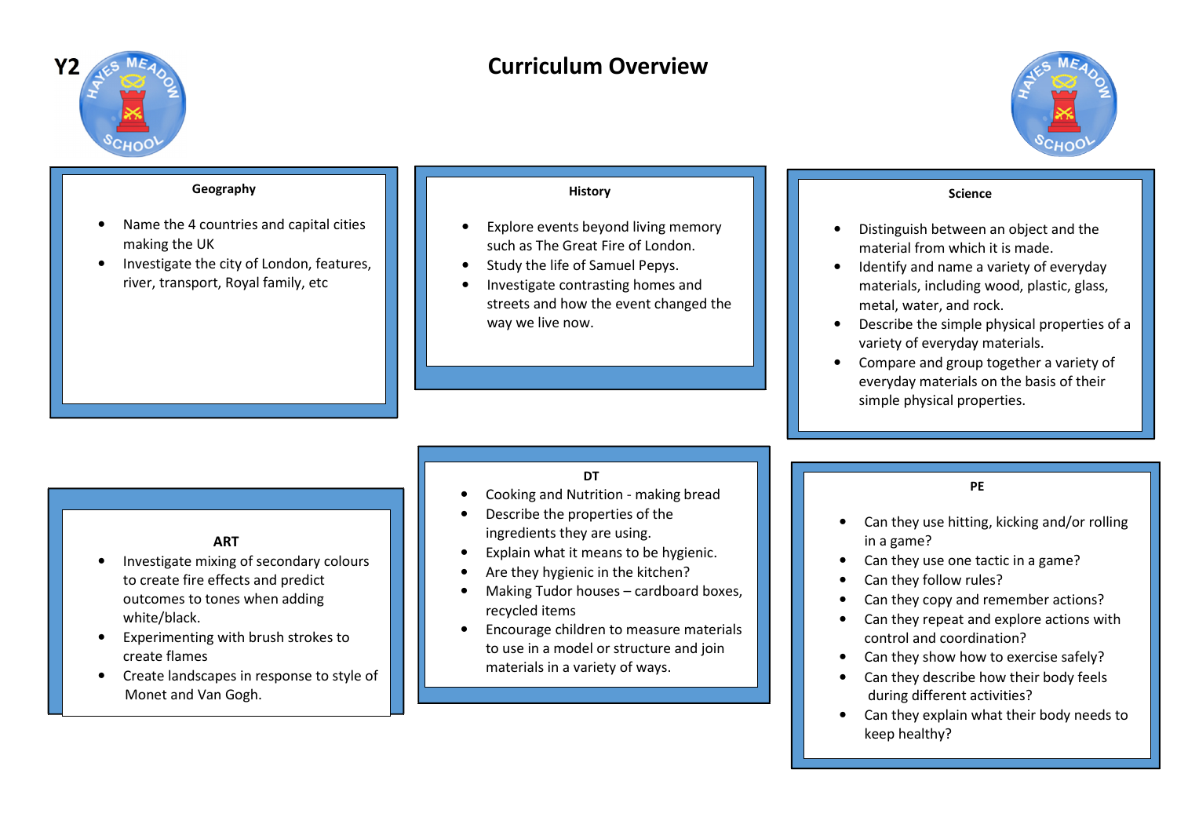Y2

# Curriculum Overview

## Geography

- Name the 4 countries and capital cities making the UK
- Investigate the city of London, features, river, transport, Royal family, etc

## History

- Explore events beyond living memory such as The Great Fire of London.
- Study the life of Samuel Pepys.
- Investigate contrasting homes and streets and how the event changed the way we live now.

## Science

- Distinguish between an object and the material from which it is made.
- Identify and name a variety of everyday materials, including wood, plastic, glass, metal, water, and rock.
- Describe the simple physical properties of a variety of everyday materials.
- Compare and group together a variety of everyday materials on the basis of their simple physical properties.

## ART

- Investigate mixing of secondary colours to create fire effects and predict outcomes to tones when adding white/black.
- Experimenting with brush strokes to create flames
- Create landscapes in response to style of Monet and Van Gogh.

## DT

- Cooking and Nutrition - making bread
- Describe the properties of the ingredients they are using.
- Explain what it means to be hygienic.
- Are they hygienic in the kitchen?
- Making Tudor houses – cardboard boxes, recycled items
- Encourage children to measure materials to use in a model or structure and join materials in a variety of ways.

## PE

- Can they use hitting, kicking and/or rolling in a game?
- Can they use one tactic in a game?
- Can they follow rules?
- Can they copy and remember actions?
- Can they repeat and explore actions with control and coordination?
- Can they show how to exercise safely?
- Can they describe how their body feels during different activities?
- Can they explain what their body needs to keep healthy?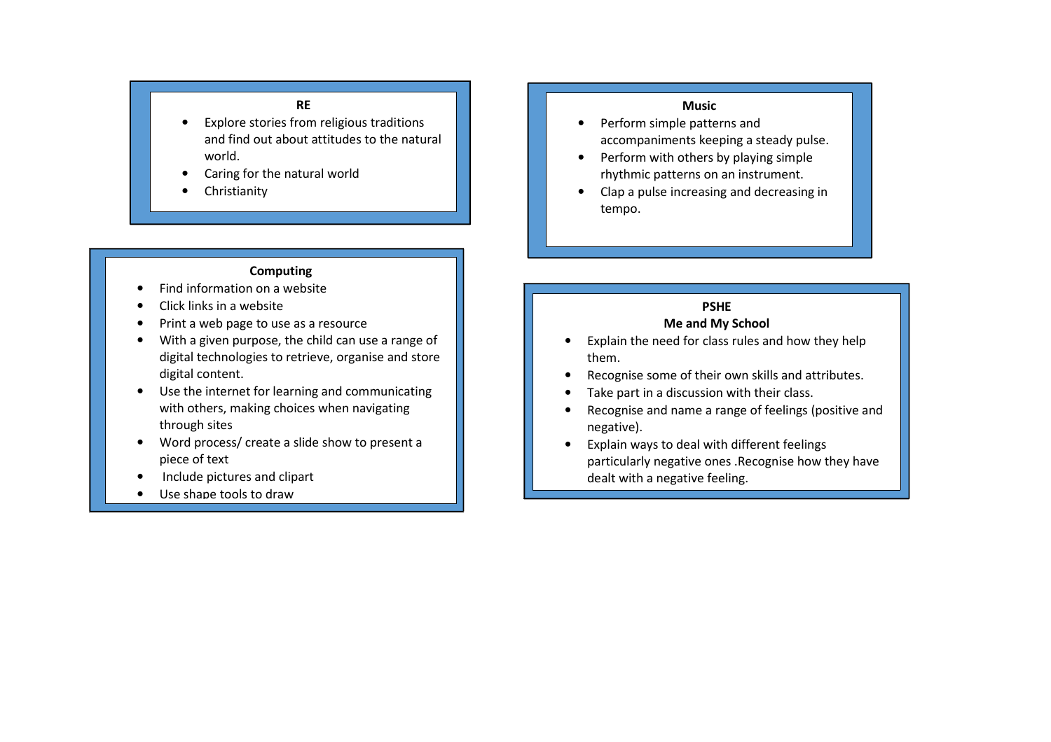## RE

- Explore stories from religious traditions and find out about attitudes to the natural world.
- Caring for the natural world
- Christianity

## Computing

- Find information on a website
- Click links in a website
- Print a web page to use as a resource
- With a given purpose, the child can use a range of digital technologies to retrieve, organise and store digital content.
- Use the internet for learning and communicating with others, making choices when navigating through sites
- Word process/ create a slide show to present a piece of text
- Include pictures and clipart
- Use shape tools to draw

## Music

- Perform simple patterns and accompaniments keeping a steady pulse.
- Perform with others by playing simple rhythmic patterns on an instrument.
- Clap a pulse increasing and decreasing in tempo.

## PSHE

### Me and My School

- Explain the need for class rules and how they help them.
- Recognise some of their own skills and attributes.
- Take part in a discussion with their class.
- Recognise and name a range of feelings (positive and negative).
- Explain ways to deal with different feelings particularly negative ones .Recognise how they have dealt with a negative feeling.